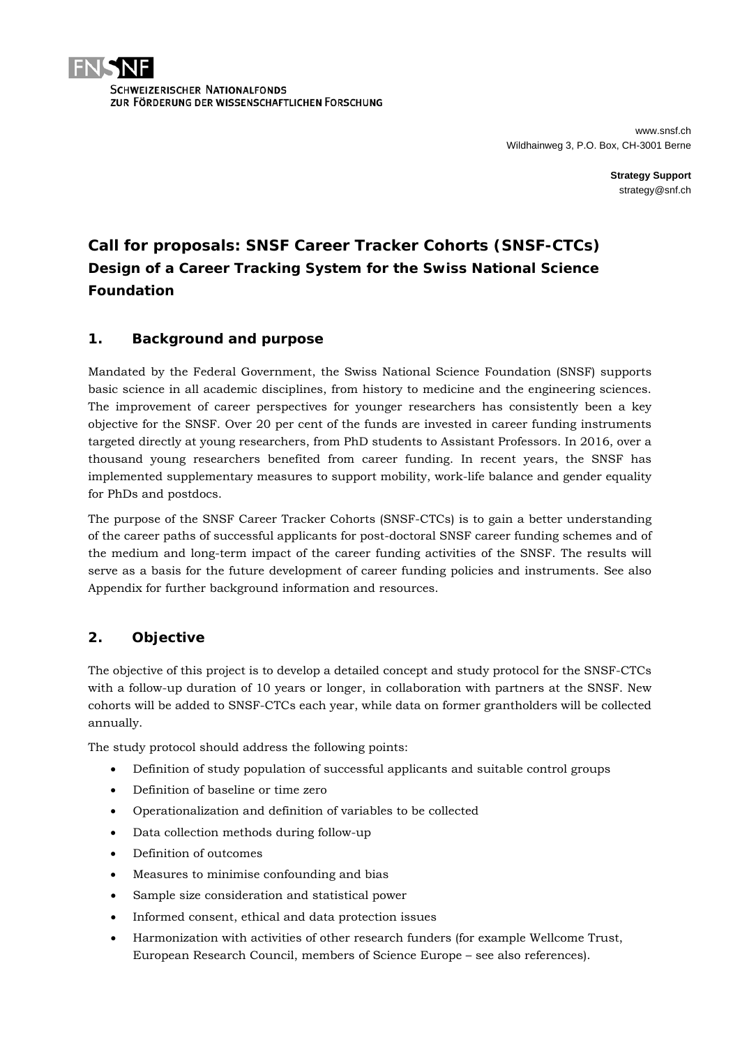FNSNF

SCHWEIZERISCHER NATIONALFONDS
ZUR FÖRDERUNG DER WISSENSCHAFTLICHEN FORSCHUNG

www.snsf.ch
Wildhainweg 3, P.O. Box, CH-3001 Berne

**Strategy Support**
strategy@snf.ch

# Call for proposals: SNSF Career Tracker Cohorts (SNSF-CTCs)

## Design of a Career Tracking System for the Swiss National Science Foundation

## 1. Background and purpose

Mandated by the Federal Government, the Swiss National Science Foundation (SNSF) supports basic science in all academic disciplines, from history to medicine and the engineering sciences. The improvement of career perspectives for younger researchers has consistently been a key objective for the SNSF. Over 20 per cent of the funds are invested in career funding instruments targeted directly at young researchers, from PhD students to Assistant Professors. In 2016, over a thousand young researchers benefited from career funding. In recent years, the SNSF has implemented supplementary measures to support mobility, work-life balance and gender equality for PhDs and postdocs.

The purpose of the SNSF Career Tracker Cohorts (SNSF-CTCs) is to gain a better understanding of the career paths of successful applicants for post-doctoral SNSF career funding schemes and of the medium and long-term impact of the career funding activities of the SNSF. The results will serve as a basis for the future development of career funding policies and instruments. See also Appendix for further background information and resources.

## 2. Objective

The objective of this project is to develop a detailed concept and study protocol for the SNSF-CTCs with a follow-up duration of 10 years or longer, in collaboration with partners at the SNSF. New cohorts will be added to SNSF-CTCs each year, while data on former grantholders will be collected annually.

The study protocol should address the following points:

- Definition of study population of successful applicants and suitable control groups
- Definition of baseline or time zero
- Operationalization and definition of variables to be collected
- Data collection methods during follow-up
- Definition of outcomes
- Measures to minimise confounding and bias
- Sample size consideration and statistical power
- Informed consent, ethical and data protection issues
- Harmonization with activities of other research funders (for example Wellcome Trust, European Research Council, members of Science Europe – see also references).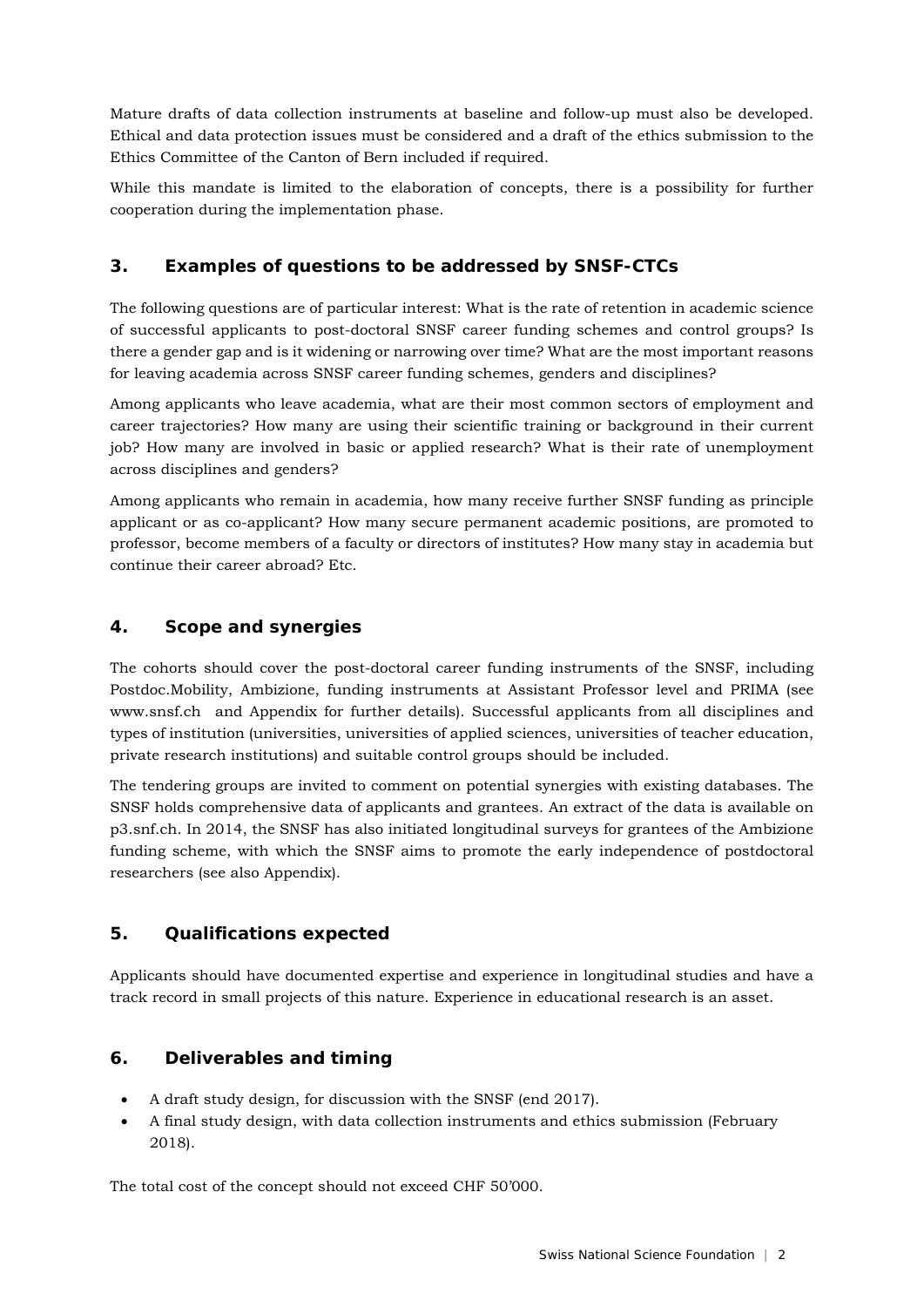Mature drafts of data collection instruments at baseline and follow-up must also be developed. Ethical and data protection issues must be considered and a draft of the ethics submission to the Ethics Committee of the Canton of Bern included if required.

While this mandate is limited to the elaboration of concepts, there is a possibility for further cooperation during the implementation phase.

## 3. Examples of questions to be addressed by SNSF-CTCs

The following questions are of particular interest: What is the rate of retention in academic science of successful applicants to post-doctoral SNSF career funding schemes and control groups? Is there a gender gap and is it widening or narrowing over time? What are the most important reasons for leaving academia across SNSF career funding schemes, genders and disciplines?

Among applicants who leave academia, what are their most common sectors of employment and career trajectories? How many are using their scientific training or background in their current job? How many are involved in basic or applied research? What is their rate of unemployment across disciplines and genders?

Among applicants who remain in academia, how many receive further SNSF funding as principle applicant or as co-applicant? How many secure permanent academic positions, are promoted to professor, become members of a faculty or directors of institutes? How many stay in academia but continue their career abroad? Etc.

## 4. Scope and synergies

The cohorts should cover the post-doctoral career funding instruments of the SNSF, including Postdoc.Mobility, Ambizione, funding instruments at Assistant Professor level and PRIMA (see www.snsf.ch and Appendix for further details). Successful applicants from all disciplines and types of institution (universities, universities of applied sciences, universities of teacher education, private research institutions) and suitable control groups should be included.

The tendering groups are invited to comment on potential synergies with existing databases. The SNSF holds comprehensive data of applicants and grantees. An extract of the data is available on p3.snf.ch. In 2014, the SNSF has also initiated longitudinal surveys for grantees of the Ambizione funding scheme, with which the SNSF aims to promote the early independence of postdoctoral researchers (see also Appendix).

## 5. Qualifications expected

Applicants should have documented expertise and experience in longitudinal studies and have a track record in small projects of this nature. Experience in educational research is an asset.

## 6. Deliverables and timing

- A draft study design, for discussion with the SNSF (end 2017).
- A final study design, with data collection instruments and ethics submission (February 2018).

The total cost of the concept should not exceed CHF 50'000.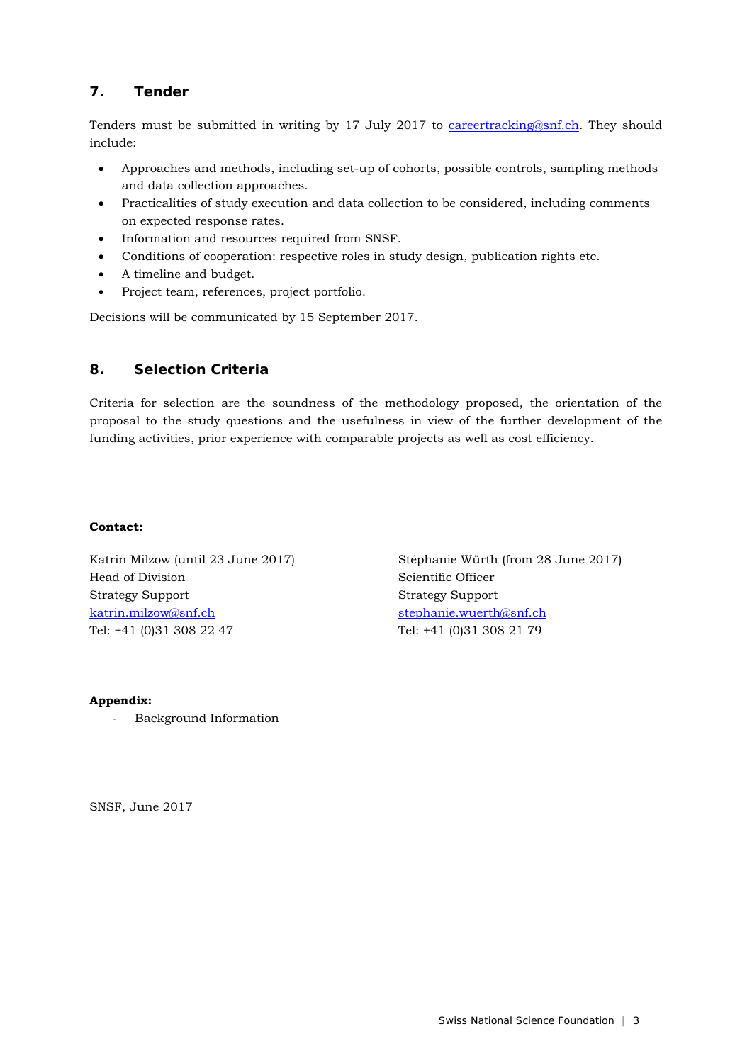## 7. Tender

Tenders must be submitted in writing by 17 July 2017 to careertracking@snf.ch. They should include:

- Approaches and methods, including set-up of cohorts, possible controls, sampling methods and data collection approaches.
- Practicalities of study execution and data collection to be considered, including comments on expected response rates.
- Information and resources required from SNSF.
- Conditions of cooperation: respective roles in study design, publication rights etc.
- A timeline and budget.
- Project team, references, project portfolio.

Decisions will be communicated by 15 September 2017.

## 8. Selection Criteria

Criteria for selection are the soundness of the methodology proposed, the orientation of the proposal to the study questions and the usefulness in view of the further development of the funding activities, prior experience with comparable projects as well as cost efficiency.

**Contact:**

Katrin Milzow (until 23 June 2017)
Head of Division
Strategy Support
katrin.milzow@snf.ch
Tel: +41 (0)31 308 22 47

Stéphanie Würth (from 28 June 2017)
Scientific Officer
Strategy Support
stephanie.wuerth@snf.ch
Tel: +41 (0)31 308 21 79

**Appendix:**

- Background Information

SNSF, June 2017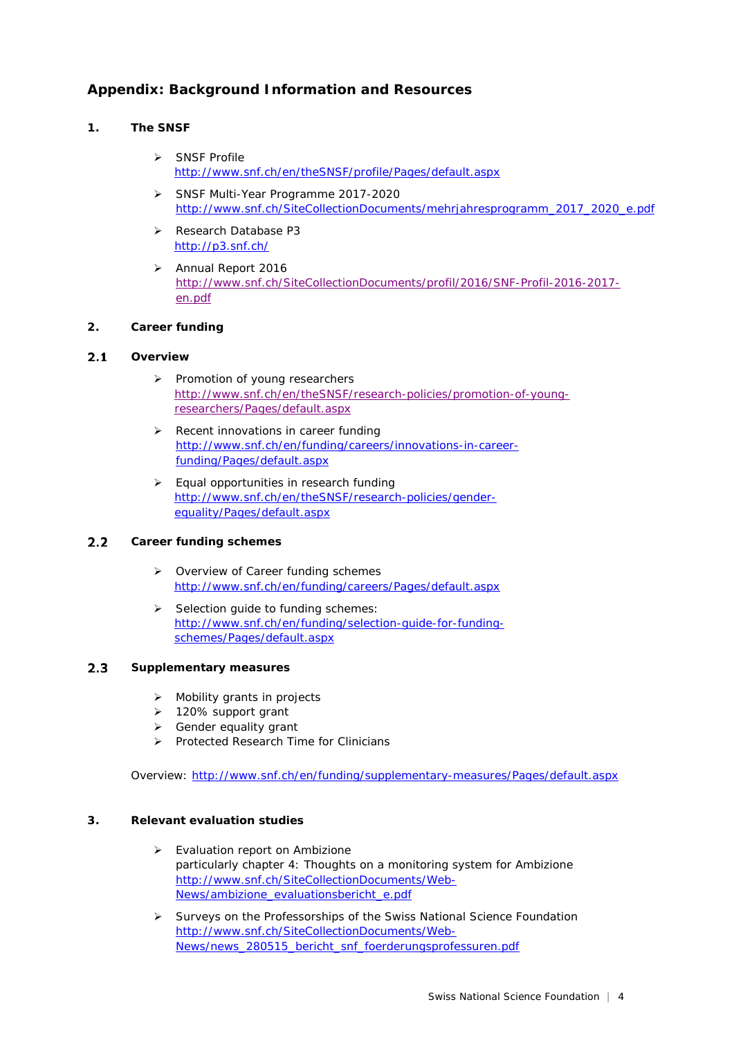## Appendix: Background Information and Resources

### 1. The SNSF

- SNSF Profile
  http://www.snf.ch/en/theSNSF/profile/Pages/default.aspx
- SNSF Multi-Year Programme 2017-2020
  http://www.snf.ch/SiteCollectionDocuments/mehrjahresprogramm_2017_2020_e.pdf
- Research Database P3
  http://p3.snf.ch/
- Annual Report 2016
  http://www.snf.ch/SiteCollectionDocuments/profil/2016/SNF-Profil-2016-2017-en.pdf

### 2. Career funding

#### 2.1 Overview

- Promotion of young researchers
  http://www.snf.ch/en/theSNSF/research-policies/promotion-of-young-researchers/Pages/default.aspx
- Recent innovations in career funding
  http://www.snf.ch/en/funding/careers/innovations-in-career-funding/Pages/default.aspx
- Equal opportunities in research funding
  http://www.snf.ch/en/theSNSF/research-policies/gender-equality/Pages/default.aspx

#### 2.2 Career funding schemes

- Overview of Career funding schemes
  http://www.snf.ch/en/funding/careers/Pages/default.aspx
- Selection guide to funding schemes:
  http://www.snf.ch/en/funding/selection-guide-for-funding-schemes/Pages/default.aspx

#### 2.3 Supplementary measures

- Mobility grants in projects
- 120% support grant
- Gender equality grant
- Protected Research Time for Clinicians

Overview: http://www.snf.ch/en/funding/supplementary-measures/Pages/default.aspx

### 3. Relevant evaluation studies

- Evaluation report on Ambizione
  particularly chapter 4: Thoughts on a monitoring system for Ambizione
  http://www.snf.ch/SiteCollectionDocuments/Web-News/ambizione_evaluationsbericht_e.pdf
- Surveys on the Professorships of the Swiss National Science Foundation
  http://www.snf.ch/SiteCollectionDocuments/Web-News/news_280515_bericht_snf_foerderungsprofessuren.pdf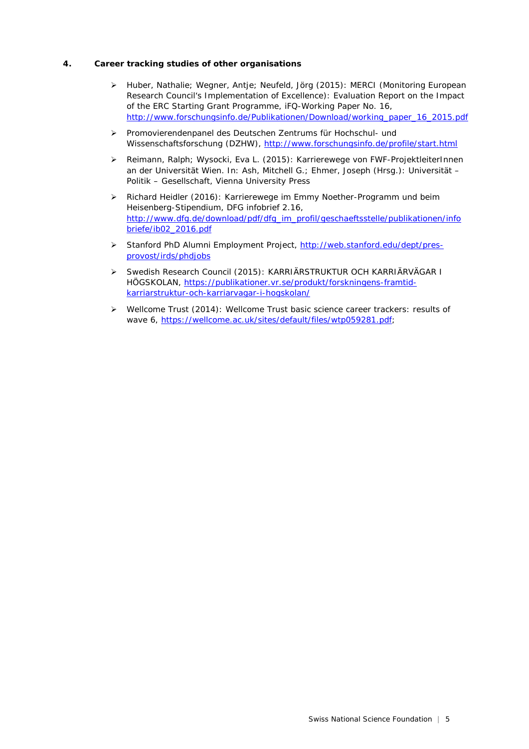## 4. Career tracking studies of other organisations

- Huber, Nathalie; Wegner, Antje; Neufeld, Jörg (2015): MERCI (Monitoring European Research Council's Implementation of Excellence): Evaluation Report on the Impact of the ERC Starting Grant Programme, iFQ-Working Paper No. 16, http://www.forschungsinfo.de/Publikationen/Download/working_paper_16_2015.pdf
- Promovierendenpanel des Deutschen Zentrums für Hochschul- und Wissenschaftsforschung (DZHW), http://www.forschungsinfo.de/profile/start.html
- Reimann, Ralph; Wysocki, Eva L. (2015): Karrierewege von FWF-ProjektleiterInnen an der Universität Wien. In: Ash, Mitchell G.; Ehmer, Joseph (Hrsg.): Universität – Politik – Gesellschaft, Vienna University Press
- Richard Heidler (2016): Karrierewege im Emmy Noether-Programm und beim Heisenberg-Stipendium, DFG infobrief 2.16, http://www.dfg.de/download/pdf/dfg_im_profil/geschaeftsstelle/publikationen/infobriefe/ib02_2016.pdf
- Stanford PhD Alumni Employment Project, http://web.stanford.edu/dept/pres-provost/irds/phdjobs
- Swedish Research Council (2015): KARRIÄRSTRUKTUR OCH KARRIÄRVÄGAR I HÖGSKOLAN, https://publikationer.vr.se/produkt/forskningens-framtid-karriarstruktur-och-karriarvagar-i-hogskolan/
- Wellcome Trust (2014): Wellcome Trust basic science career trackers: results of wave 6, https://wellcome.ac.uk/sites/default/files/wtp059281.pdf;